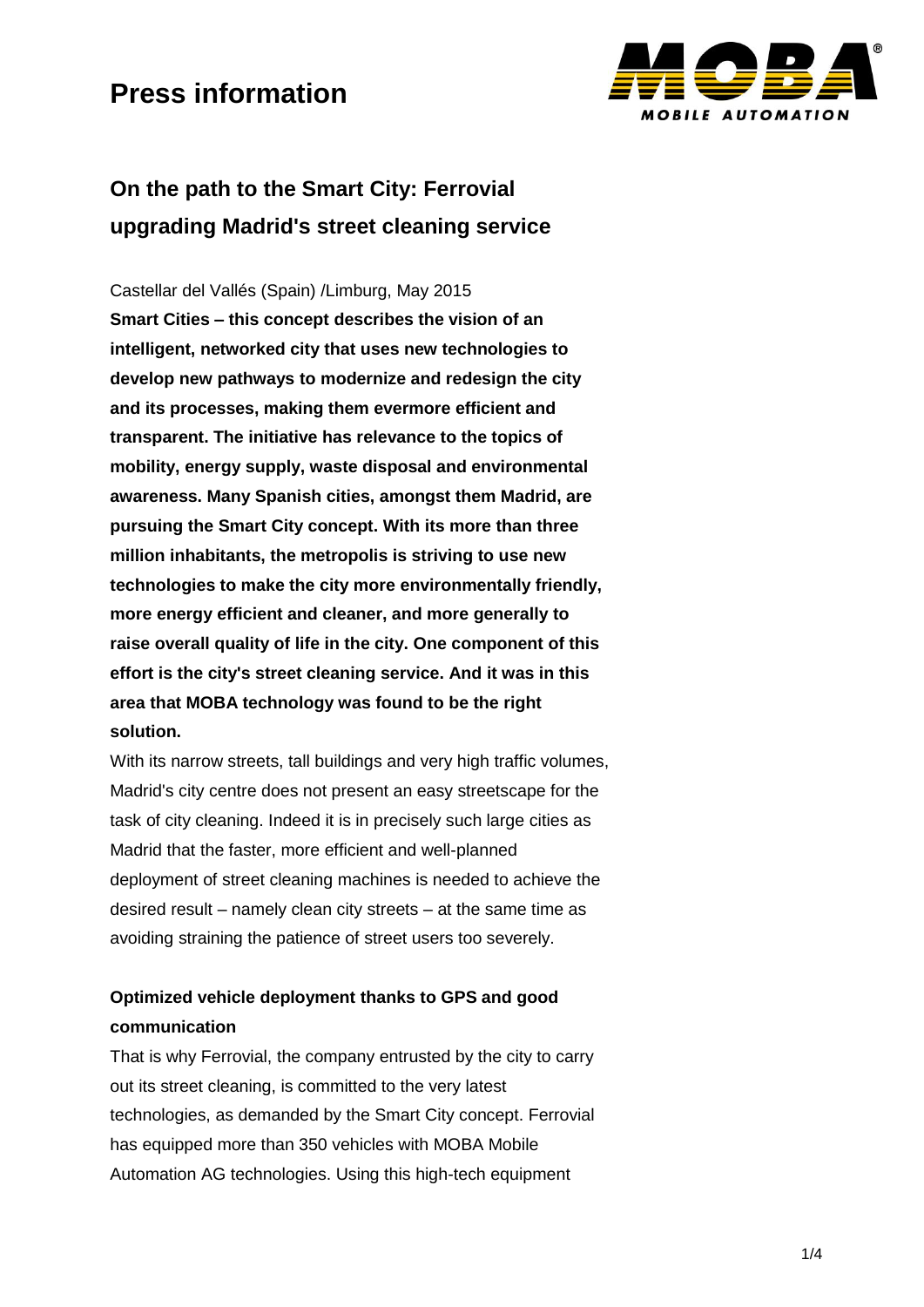# Press information

## On the path to the Smart City: Ferrovial upgrading Madrid's street cleaning service

Castellar del Vallés (Spain) /Limburg, May 2015

**Smart Cities – this concept describes the vision of an intelligent, networked city that uses new technologies to develop new pathways to modernize and redesign the city and its processes, making them evermore efficient and transparent. The initiative has relevance to the topics of mobility, energy supply, waste disposal and environmental awareness. Many Spanish cities, amongst them Madrid, are pursuing the Smart City concept. With its more than three million inhabitants, the metropolis is striving to use new technologies to make the city more environmentally friendly, more energy efficient and cleaner, and more generally to raise overall quality of life in the city. One component of this effort is the city's street cleaning service. And it was in this area that MOBA technology was found to be the right solution.**

With its narrow streets, tall buildings and very high traffic volumes, Madrid's city centre does not present an easy streetscape for the task of city cleaning. Indeed it is in precisely such large cities as Madrid that the faster, more efficient and well-planned deployment of street cleaning machines is needed to achieve the desired result – namely clean city streets – at the same time as avoiding straining the patience of street users too severely.

### Optimized vehicle deployment thanks to GPS and good communication

That is why Ferrovial, the company entrusted by the city to carry out its street cleaning, is committed to the very latest technologies, as demanded by the Smart City concept. Ferrovial has equipped more than 350 vehicles with MOBA Mobile Automation AG technologies. Using this high-tech equipment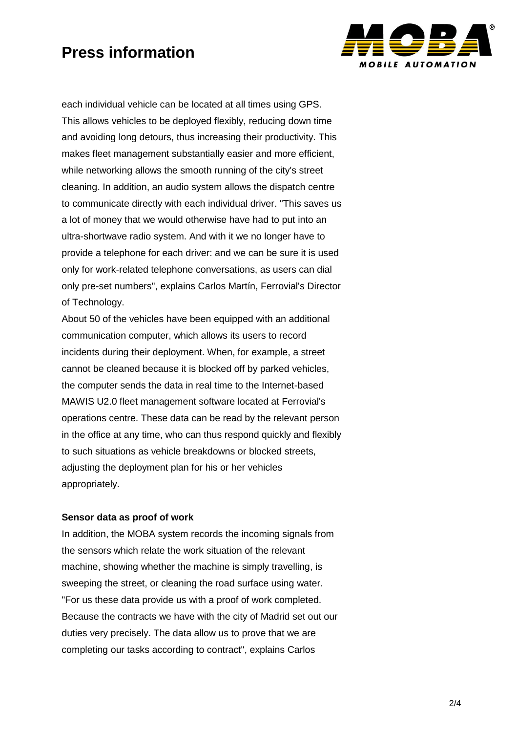each individual vehicle can be located at all times using GPS. This allows vehicles to be deployed flexibly, reducing down time and avoiding long detours, thus increasing their productivity. This makes fleet management substantially easier and more efficient, while networking allows the smooth running of the city's street cleaning. In addition, an audio system allows the dispatch centre to communicate directly with each individual driver. "This saves us a lot of money that we would otherwise have had to put into an ultra-shortwave radio system. And with it we no longer have to provide a telephone for each driver: and we can be sure it is used only for work-related telephone conversations, as users can dial only pre-set numbers", explains Carlos Martín, Ferrovial's Director of Technology.

About 50 of the vehicles have been equipped with an additional communication computer, which allows its users to record incidents during their deployment. When, for example, a street cannot be cleaned because it is blocked off by parked vehicles, the computer sends the data in real time to the Internet-based MAWIS U2.0 fleet management software located at Ferrovial's operations centre. These data can be read by the relevant person in the office at any time, who can thus respond quickly and flexibly to such situations as vehicle breakdowns or blocked streets, adjusting the deployment plan for his or her vehicles appropriately.

**Sensor data as proof of work**

In addition, the MOBA system records the incoming signals from the sensors which relate the work situation of the relevant machine, showing whether the machine is simply travelling, is sweeping the street, or cleaning the road surface using water. "For us these data provide us with a proof of work completed. Because the contracts we have with the city of Madrid set out our duties very precisely. The data allow us to prove that we are completing our tasks according to contract", explains Carlos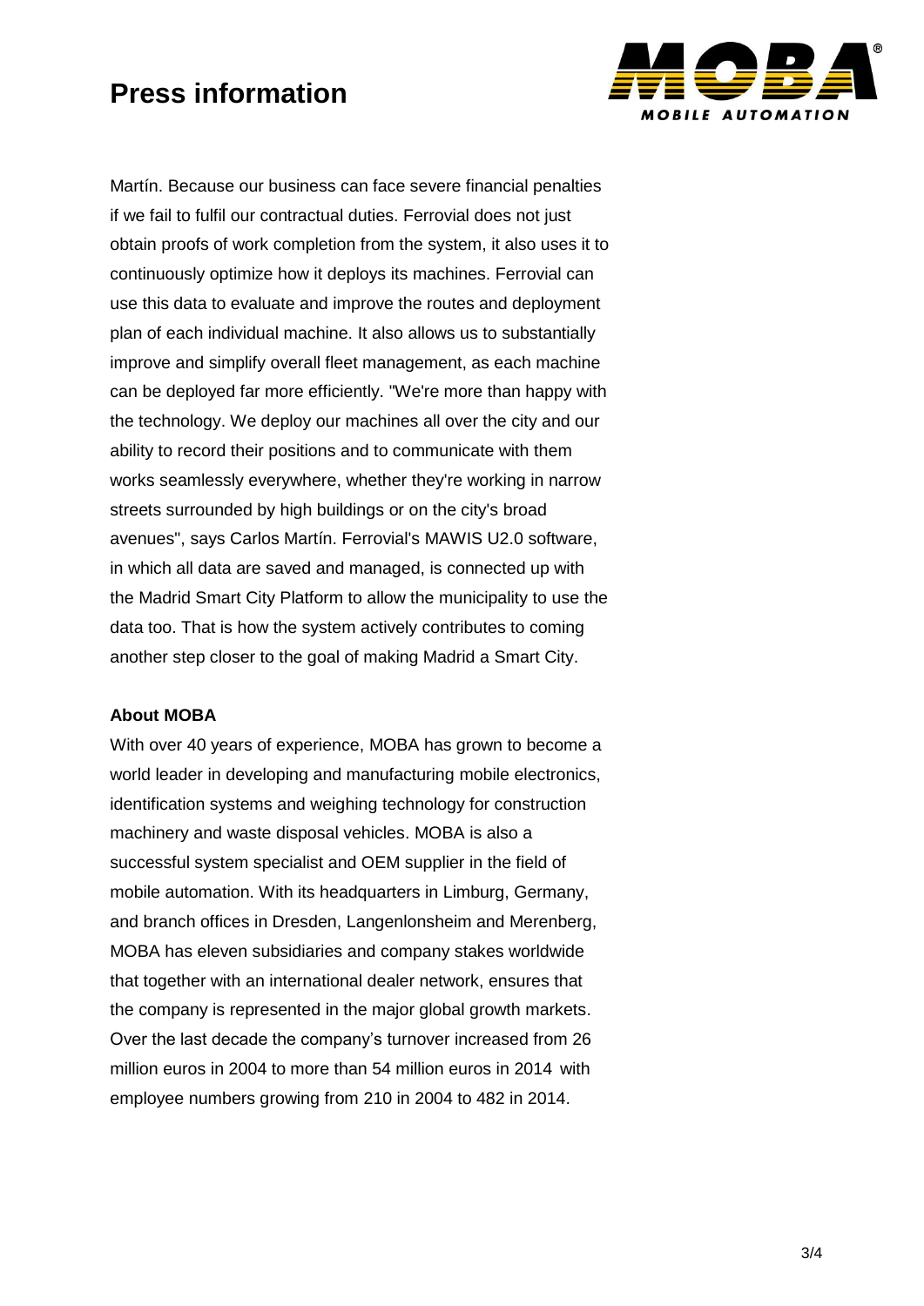Martín. Because our business can face severe financial penalties if we fail to fulfil our contractual duties. Ferrovial does not just obtain proofs of work completion from the system, it also uses it to continuously optimize how it deploys its machines. Ferrovial can use this data to evaluate and improve the routes and deployment plan of each individual machine. It also allows us to substantially improve and simplify overall fleet management, as each machine can be deployed far more efficiently. "We're more than happy with the technology. We deploy our machines all over the city and our ability to record their positions and to communicate with them works seamlessly everywhere, whether they're working in narrow streets surrounded by high buildings or on the city's broad avenues", says Carlos Martín. Ferrovial's MAWIS U2.0 software, in which all data are saved and managed, is connected up with the Madrid Smart City Platform to allow the municipality to use the data too. That is how the system actively contributes to coming another step closer to the goal of making Madrid a Smart City.

**About MOBA**

With over 40 years of experience, MOBA has grown to become a world leader in developing and manufacturing mobile electronics, identification systems and weighing technology for construction machinery and waste disposal vehicles. MOBA is also a successful system specialist and OEM supplier in the field of mobile automation. With its headquarters in Limburg, Germany, and branch offices in Dresden, Langenlonsheim and Merenberg, MOBA has eleven subsidiaries and company stakes worldwide that together with an international dealer network, ensures that the company is represented in the major global growth markets. Over the last decade the company's turnover increased from 26 million euros in 2004 to more than 54 million euros in 2014 with employee numbers growing from 210 in 2004 to 482 in 2014.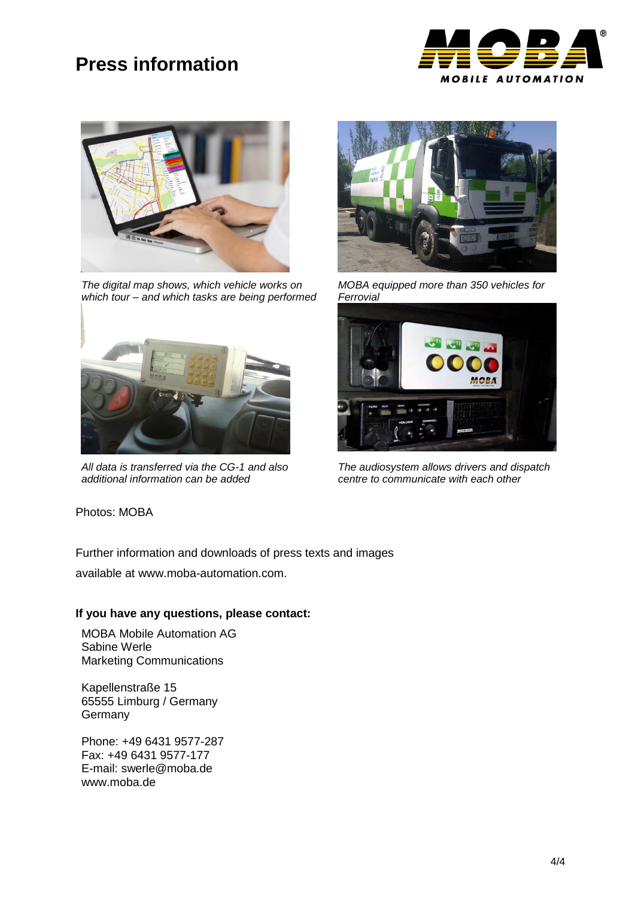# Press information

*The digital map shows, which vehicle works on which tour – and which tasks are being performed*

*MOBA equipped more than 350 vehicles for Ferrovial*

*All data is transferred via the CG-1 and also additional information can be added*

*The audiosystem allows drivers and dispatch centre to communicate with each other*

Photos: MOBA

Further information and downloads of press texts and images available at www.moba-automation.com.

**If you have any questions, please contact:**

MOBA Mobile Automation AG
Sabine Werle
Marketing Communications

Kapellenstraße 15
65555 Limburg / Germany
Germany

Phone: +49 6431 9577-287
Fax: +49 6431 9577-177
E-mail: swerle@moba.de
www.moba.de